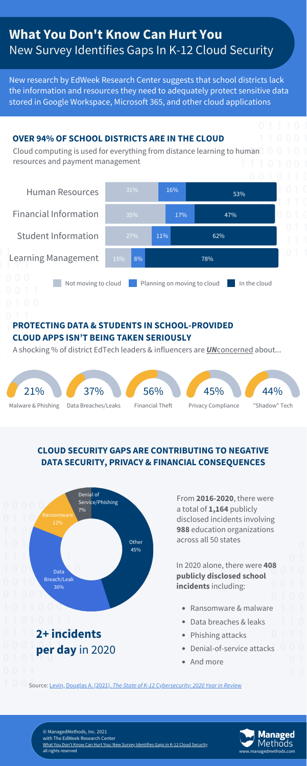# What You Don't Know Can Hurt You

## New Survey Identifies Gaps In K-12 Cloud Security

New research by EdWeek Research Center suggests that school districts lack the information and resources they need to adequately protect sensitive data stored in Google Workspace, Microsoft 365, and other cloud applications

### OVER 94% OF SCHOOL DISTRICTS ARE IN THE CLOUD

Cloud computing is used for everything from distance learning to human resources and payment management

| | Not moving to cloud | Planning on moving to cloud | In the cloud |
|---|---|---|---|
| Human Resources | 31% | 16% | 53% |
| Financial Information | 35% | 17% | 47% |
| Student Information | 27% | 11% | 62% |
| Learning Management | 15% | 8% | 78% |

### PROTECTING DATA & STUDENTS IN SCHOOL-PROVIDED CLOUD APPS ISN'T BEING TAKEN SERIOUSLY

A shocking % of district EdTech leaders & influencers are ***UN***concerned about...

| Malware & Phishing | Data Breaches/Leaks | Financial Theft | Privacy Compliance | "Shadow" Tech |
|---|---|---|---|---|
| 21% | 37% | 56% | 45% | 44% |

### CLOUD SECURITY GAPS ARE CONTRIBUTING TO NEGATIVE DATA SECURITY, PRIVACY & FINANCIAL CONSEQUENCES

| Incident type | Share |
|---|---|
| Other | 45% |
| Data Breach/Leak | 36% |
| Ransomware | 12% |
| Denial of Service/Phishing | 7% |

**2+ incidents per day** in 2020

From **2016-2020**, there were a total of **1,164** publicly disclosed incidents involving **988** education organizations across all 50 states

In 2020 alone, there were **408 publicly disclosed school incidents** including:

- Ransomware & malware
- Data breaches & leaks
- Phishing attacks
- Denial-of-service attacks
- And more

Source: Levin, Douglas A. (2021). *The State of K-12 Cybersecurity: 2020 Year in Review*

© ManagedMethods, Inc. 2021
with The EdWeek Research Center
What You Don't Know Can Hurt You: New Survey Identifies Gaps in K-12 Cloud Security
all rights reserved

Managed Methods
www.managedmethods.com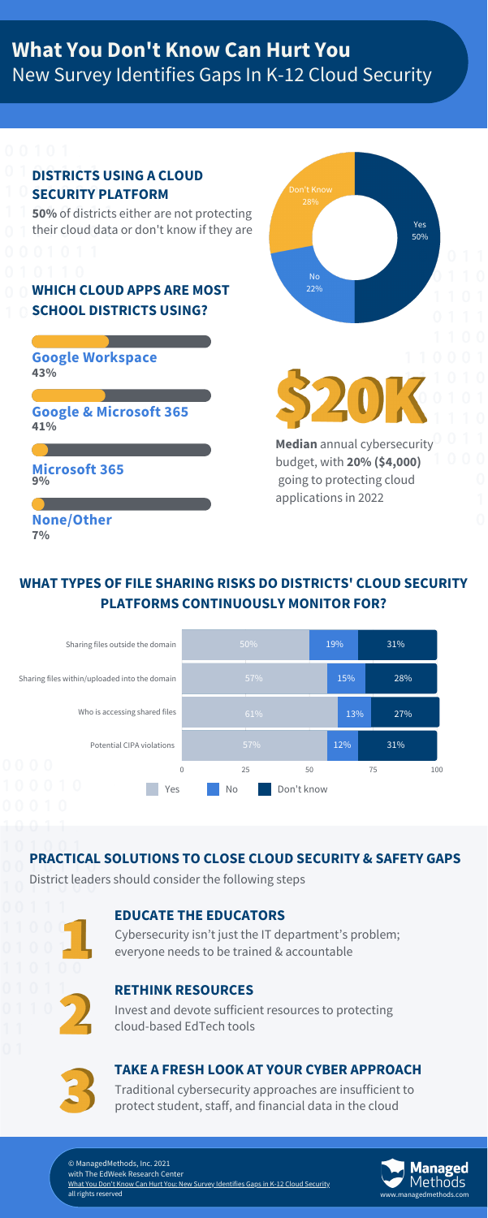# What You Don't Know Can Hurt You

## New Survey Identifies Gaps In K-12 Cloud Security

### DISTRICTS USING A CLOUD SECURITY PLATFORM

**50%** of districts either are not protecting their cloud data or don't know if they are

Don't Know 28%

Yes 50%

No 22%

### WHICH CLOUD APPS ARE MOST SCHOOL DISTRICTS USING?

**Google Workspace**
43%

**Google & Microsoft 365**
41%

**Microsoft 365**
9%

**None/Other**
7%

$20K

**Median** annual cybersecurity budget, with **20% ($4,000)** going to protecting cloud applications in 2022

### WHAT TYPES OF FILE SHARING RISKS DO DISTRICTS' CLOUD SECURITY PLATFORMS CONTINUOUSLY MONITOR FOR?

Sharing files outside the domain: 50% 19% 31%

Sharing files within/uploaded into the domain: 57% 15% 28%

Who is accessing shared files: 61% 13% 27%

Potential CIPA violations: 57% 12% 31%

0 25 50 75 100

Yes No Don't know

### PRACTICAL SOLUTIONS TO CLOSE CLOUD SECURITY & SAFETY GAPS

District leaders should consider the following steps

1. **EDUCATE THE EDUCATORS**
   Cybersecurity isn't just the IT department's problem; everyone needs to be trained & accountable

2. **RETHINK RESOURCES**
   Invest and devote sufficient resources to protecting cloud-based EdTech tools

3. **TAKE A FRESH LOOK AT YOUR CYBER APPROACH**
   Traditional cybersecurity approaches are insufficient to protect student, staff, and financial data in the cloud

© ManagedMethods, Inc. 2021
with The EdWeek Research Center
What You Don't Know Can Hurt You: New Survey Identifies Gaps in K-12 Cloud Security
all rights reserved

Managed Methods
www.managedmethods.com